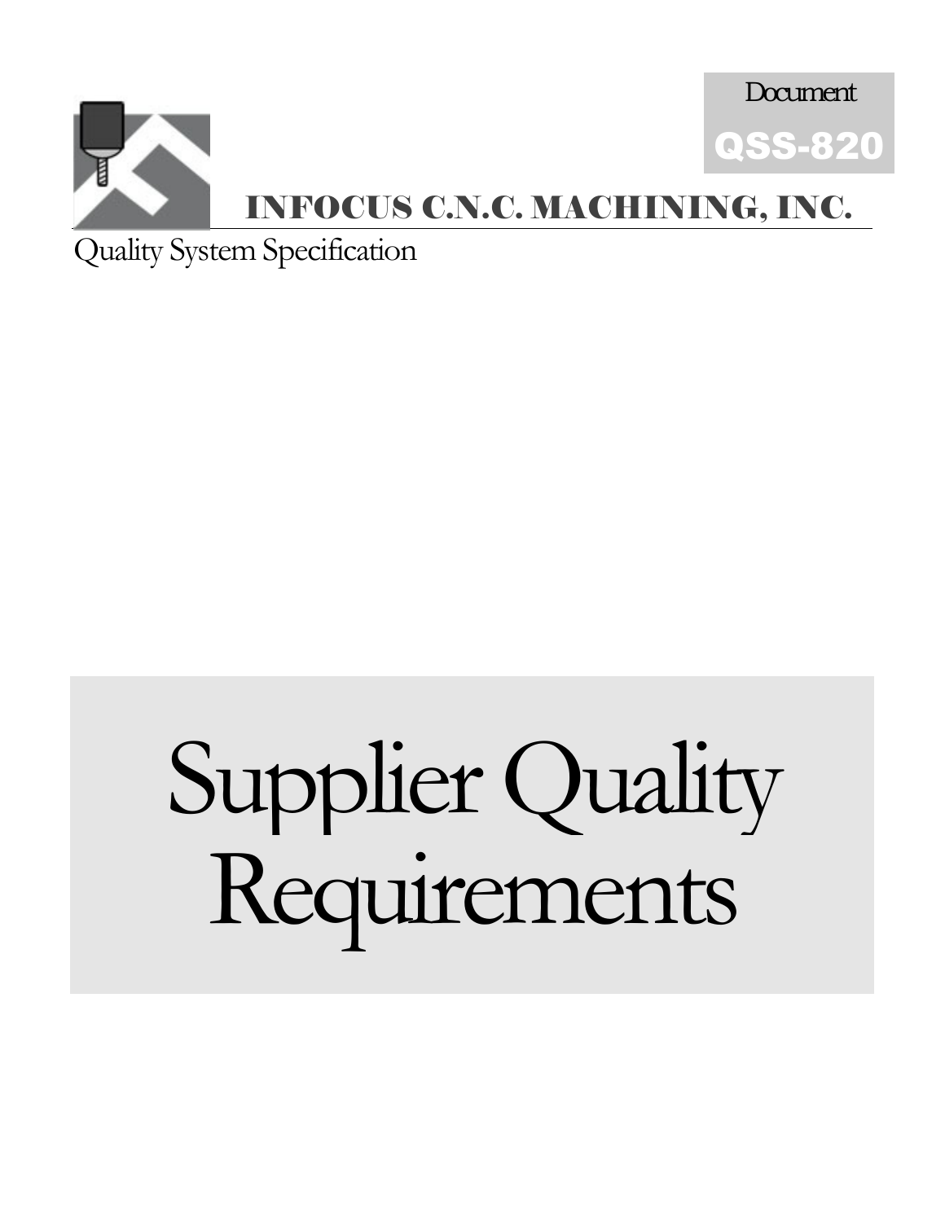Document

QSS-820

**INFOCUS C.N.C. MACHINING, INC.**

Quality System Specification

# Supplier Quality Requirements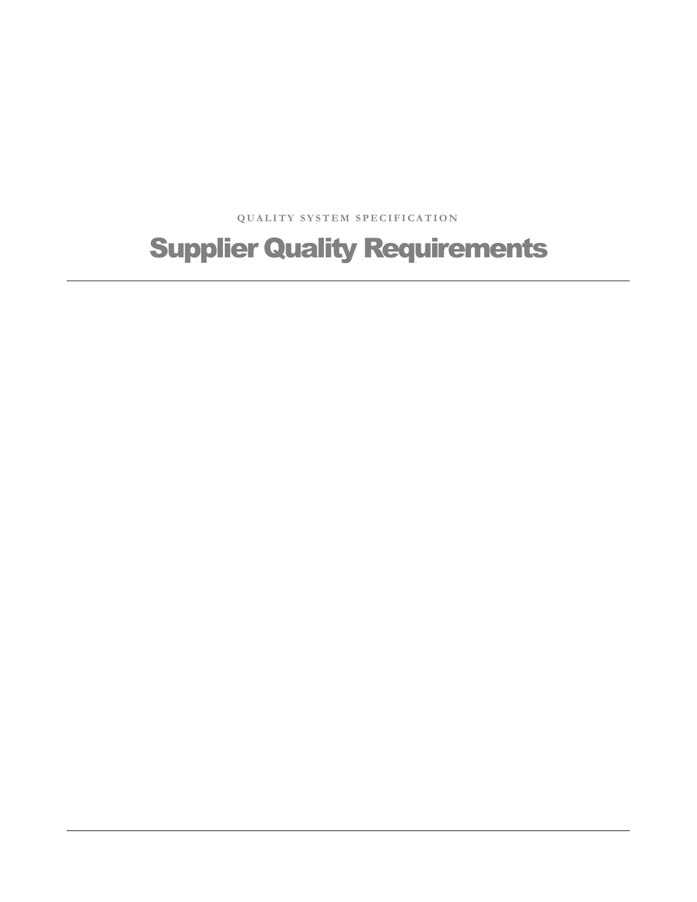QUALITY SYSTEM SPECIFICATION

# Supplier Quality Requirements

---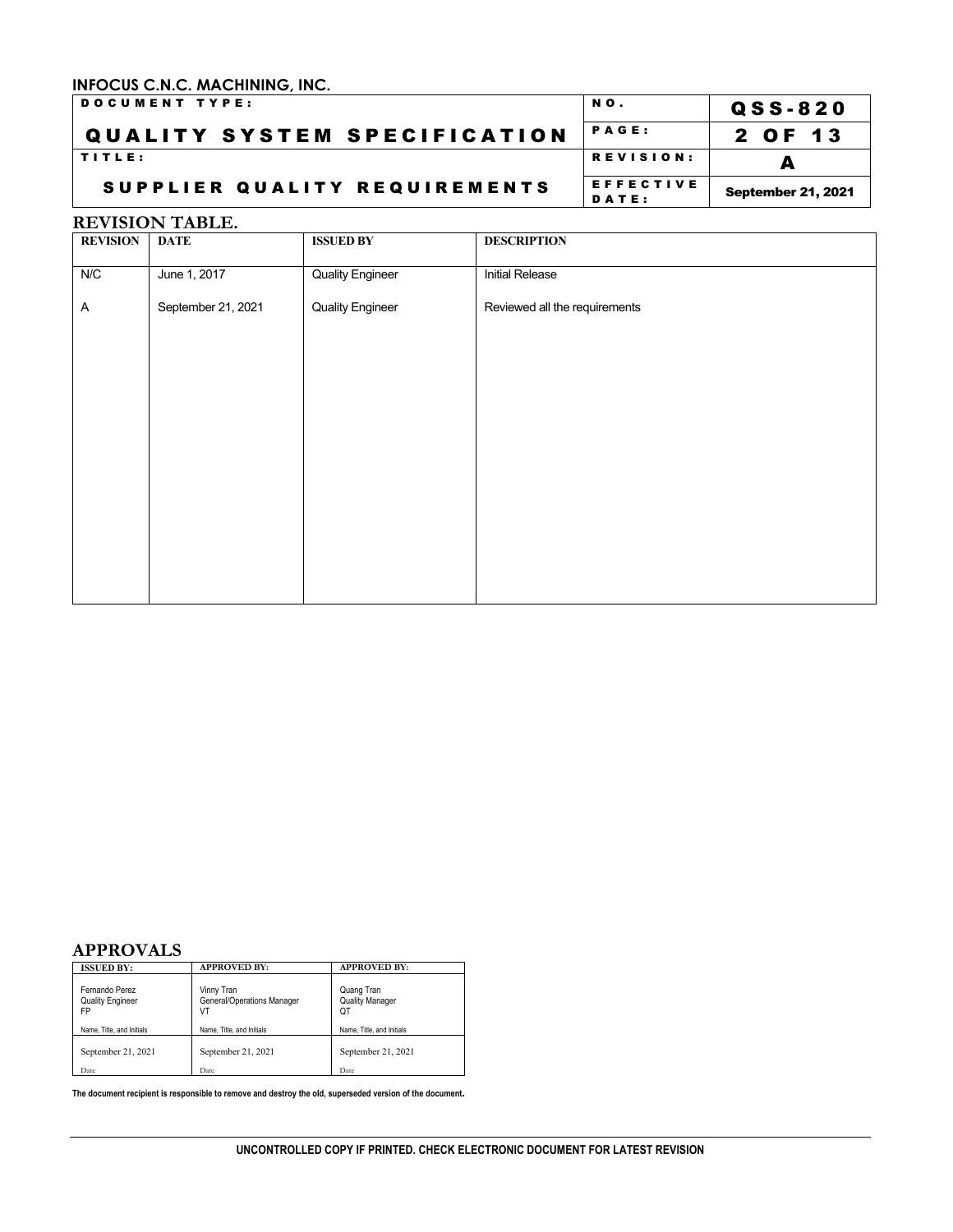## REVISION TABLE.

| REVISION | DATE | ISSUED BY | DESCRIPTION |
|---|---|---|---|
| N/C | June 1, 2017 | Quality Engineer | Initial Release |
| A | September 21, 2021 | Quality Engineer | Reviewed all the requirements |

## APPROVALS

| ISSUED BY: | APPROVED BY: | APPROVED BY: |
|---|---|---|
| Fernando Perez<br>Quality Engineer<br>FP | Vinny Tran<br>General/Operations Manager<br>VT | Quang Tran<br>Quality Manager<br>QT |
| Name, Title, and Initials | Name, Title, and Initials | Name, Title, and Initials |
| September 21, 2021 | September 21, 2021 | September 21, 2021 |
| Date | Date | Date |

**The document recipient is responsible to remove and destroy the old, superseded version of the document.**

UNCONTROLLED COPY IF PRINTED. CHECK ELECTRONIC DOCUMENT FOR LATEST REVISION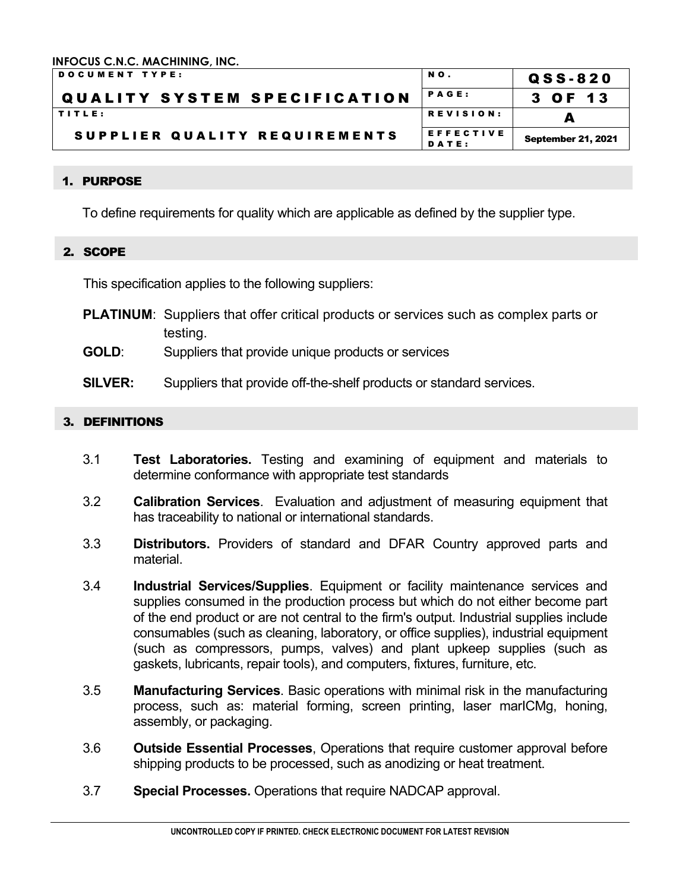## 1. PURPOSE

To define requirements for quality which are applicable as defined by the supplier type.

## 2. SCOPE

This specification applies to the following suppliers:

**PLATINUM**: Suppliers that offer critical products or services such as complex parts or testing.

**GOLD**: Suppliers that provide unique products or services

**SILVER:** Suppliers that provide off-the-shelf products or standard services.

## 3. DEFINITIONS

3.1 **Test Laboratories.** Testing and examining of equipment and materials to determine conformance with appropriate test standards

3.2 **Calibration Services**. Evaluation and adjustment of measuring equipment that has traceability to national or international standards.

3.3 **Distributors.** Providers of standard and DFAR Country approved parts and material.

3.4 **Industrial Services/Supplies**. Equipment or facility maintenance services and supplies consumed in the production process but which do not either become part of the end product or are not central to the firm's output. Industrial supplies include consumables (such as cleaning, laboratory, or office supplies), industrial equipment (such as compressors, pumps, valves) and plant upkeep supplies (such as gaskets, lubricants, repair tools), and computers, fixtures, furniture, etc.

3.5 **Manufacturing Services**. Basic operations with minimal risk in the manufacturing process, such as: material forming, screen printing, laser marICMg, honing, assembly, or packaging.

3.6 **Outside Essential Processes**, Operations that require customer approval before shipping products to be processed, such as anodizing or heat treatment.

3.7 **Special Processes.** Operations that require NADCAP approval.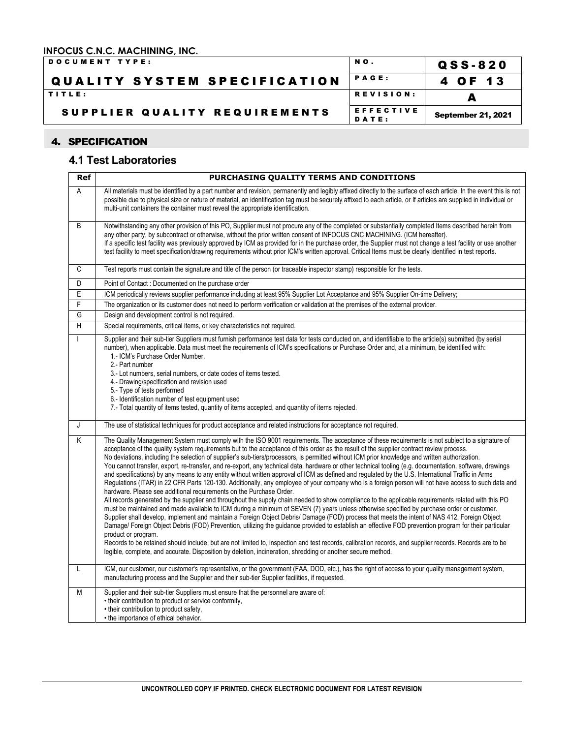## 4. SPECIFICATION

### 4.1 Test Laboratories

| Ref | PURCHASING QUALITY TERMS AND CONDITIONS |
|---|---|
| A | All materials must be identified by a part number and revision, permanently and legibly affixed directly to the surface of each article, In the event this is not possible due to physical size or nature of material, an identification tag must be securely affixed to each article, or If articles are supplied in individual or multi-unit containers the container must reveal the appropriate identification. |
| B | Notwithstanding any other provision of this PO, Supplier must not procure any of the completed or substantially completed Items described herein from any other party, by subcontract or otherwise, without the prior written consent of INFOCUS CNC MACHINING. (ICM hereafter).<br>If a specific test facility was previously approved by ICM as provided for in the purchase order, the Supplier must not change a test facility or use another test facility to meet specification/drawing requirements without prior ICM's written approval. Critical Items must be clearly identified in test reports. |
| C | Test reports must contain the signature and title of the person (or traceable inspector stamp) responsible for the tests. |
| D | Point of Contact : Documented on the purchase order |
| E | ICM periodically reviews supplier performance including at least 95% Supplier Lot Acceptance and 95% Supplier On-time Delivery; |
| F | The organization or its customer does not need to perform verification or validation at the premises of the external provider. |
| G | Design and development control is not required. |
| H | Special requirements, critical items, or key characteristics not required. |
| I | Supplier and their sub-tier Suppliers must furnish performance test data for tests conducted on, and identifiable to the article(s) submitted (by serial number), when applicable. Data must meet the requirements of ICM's specifications or Purchase Order and, at a minimum, be identified with:<br>1.- ICM's Purchase Order Number.<br>2.- Part number<br>3.- Lot numbers, serial numbers, or date codes of items tested.<br>4.- Drawing/specification and revision used<br>5.- Type of tests performed<br>6.- Identification number of test equipment used<br>7.- Total quantity of items tested, quantity of items accepted, and quantity of items rejected. |
| J | The use of statistical techniques for product acceptance and related instructions for acceptance not required. |
| K | The Quality Management System must comply with the ISO 9001 requirements. The acceptance of these requirements is not subject to a signature of acceptance of the quality system requirements but to the acceptance of this order as the result of the supplier contract review process.<br>No deviations, including the selection of supplier's sub-tiers/processors, is permitted without ICM prior knowledge and written authorization.<br>You cannot transfer, export, re-transfer, and re-export, any technical data, hardware or other technical tooling (e.g. documentation, software, drawings and specifications) by any means to any entity without written approval of ICM as defined and regulated by the U.S. International Traffic in Arms Regulations (ITAR) in 22 CFR Parts 120-130. Additionally, any employee of your company who is a foreign person will not have access to such data and hardware. Please see additional requirements on the Purchase Order.<br>All records generated by the supplier and throughout the supply chain needed to show compliance to the applicable requirements related with this PO must be maintained and made available to ICM during a minimum of SEVEN (7) years unless otherwise specified by purchase order or customer.<br>Supplier shall develop, implement and maintain a Foreign Object Debris/ Damage (FOD) process that meets the intent of NAS 412, Foreign Object Damage/ Foreign Object Debris (FOD) Prevention, utilizing the guidance provided to establish an effective FOD prevention program for their particular product or program.<br>Records to be retained should include, but are not limited to, inspection and test records, calibration records, and supplier records. Records are to be legible, complete, and accurate. Disposition by deletion, incineration, shredding or another secure method. |
| L | ICM, our customer, our customer's representative, or the government (FAA, DOD, etc.), has the right of access to your quality management system, manufacturing process and the Supplier and their sub-tier Supplier facilities, if requested. |
| M | Supplier and their sub-tier Suppliers must ensure that the personnel are aware of:<br>• their contribution to product or service conformity,<br>• their contribution to product safety,<br>• the importance of ethical behavior. |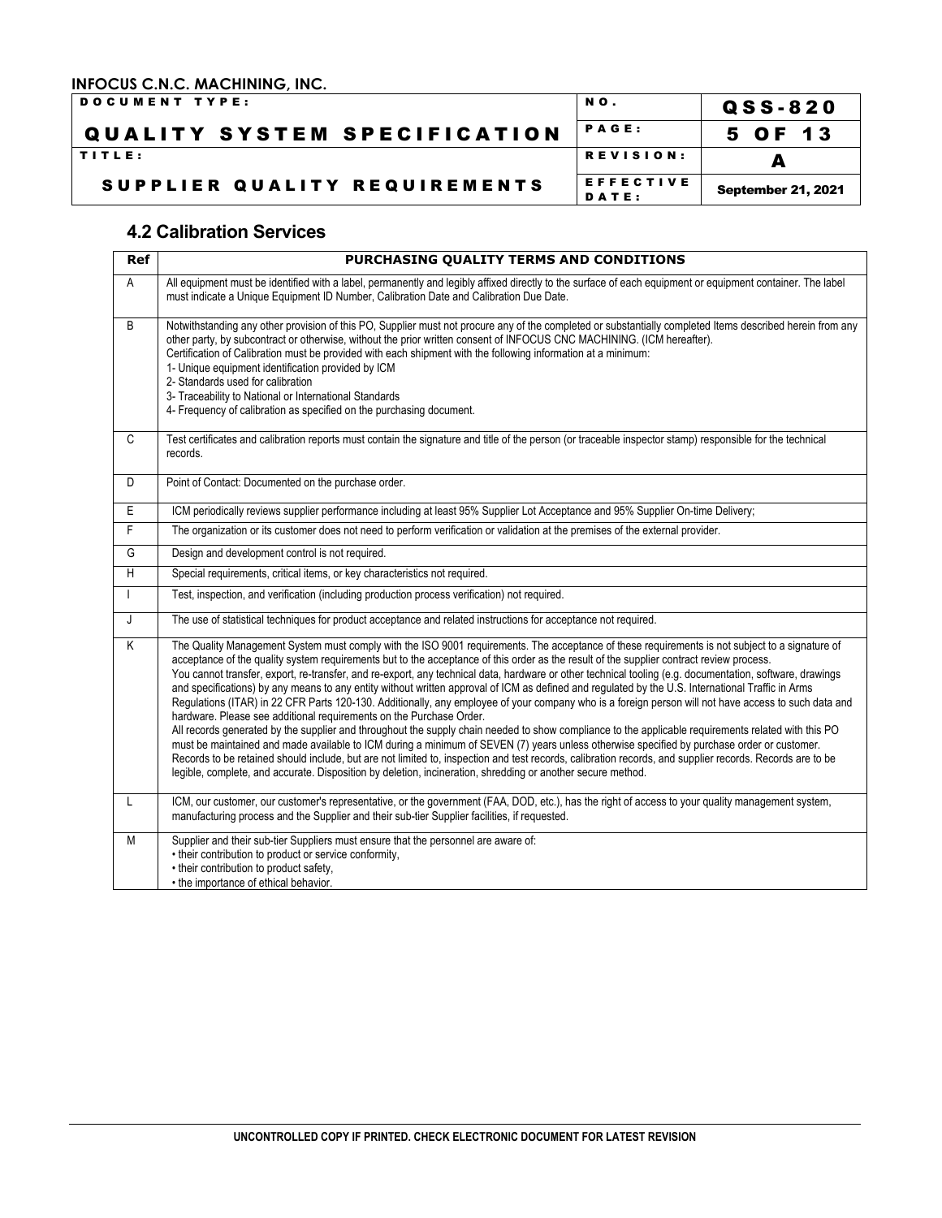## 4.2 Calibration Services

| Ref | PURCHASING QUALITY TERMS AND CONDITIONS |
|---|---|
| A | All equipment must be identified with a label, permanently and legibly affixed directly to the surface of each equipment or equipment container. The label must indicate a Unique Equipment ID Number, Calibration Date and Calibration Due Date. |
| B | Notwithstanding any other provision of this PO, Supplier must not procure any of the completed or substantially completed Items described herein from any other party, by subcontract or otherwise, without the prior written consent of INFOCUS CNC MACHINING. (ICM hereafter).<br>Certification of Calibration must be provided with each shipment with the following information at a minimum:<br>1- Unique equipment identification provided by ICM<br>2- Standards used for calibration<br>3- Traceability to National or International Standards<br>4- Frequency of calibration as specified on the purchasing document. |
| C | Test certificates and calibration reports must contain the signature and title of the person (or traceable inspector stamp) responsible for the technical records. |
| D | Point of Contact: Documented on the purchase order. |
| E | ICM periodically reviews supplier performance including at least 95% Supplier Lot Acceptance and 95% Supplier On-time Delivery; |
| F | The organization or its customer does not need to perform verification or validation at the premises of the external provider. |
| G | Design and development control is not required. |
| H | Special requirements, critical items, or key characteristics not required. |
| I | Test, inspection, and verification (including production process verification) not required. |
| J | The use of statistical techniques for product acceptance and related instructions for acceptance not required. |
| K | The Quality Management System must comply with the ISO 9001 requirements. The acceptance of these requirements is not subject to a signature of acceptance of the quality system requirements but to the acceptance of this order as the result of the supplier contract review process.<br>You cannot transfer, export, re-transfer, and re-export, any technical data, hardware or other technical tooling (e.g. documentation, software, drawings and specifications) by any means to any entity without written approval of ICM as defined and regulated by the U.S. International Traffic in Arms Regulations (ITAR) in 22 CFR Parts 120-130. Additionally, any employee of your company who is a foreign person will not have access to such data and hardware. Please see additional requirements on the Purchase Order.<br>All records generated by the supplier and throughout the supply chain needed to show compliance to the applicable requirements related with this PO must be maintained and made available to ICM during a minimum of SEVEN (7) years unless otherwise specified by purchase order or customer. Records to be retained should include, but are not limited to, inspection and test records, calibration records, and supplier records. Records are to be legible, complete, and accurate. Disposition by deletion, incineration, shredding or another secure method. |
| L | ICM, our customer, our customer's representative, or the government (FAA, DOD, etc.), has the right of access to your quality management system, manufacturing process and the Supplier and their sub-tier Supplier facilities, if requested. |
| M | Supplier and their sub-tier Suppliers must ensure that the personnel are aware of:<br>• their contribution to product or service conformity,<br>• their contribution to product safety,<br>• the importance of ethical behavior. |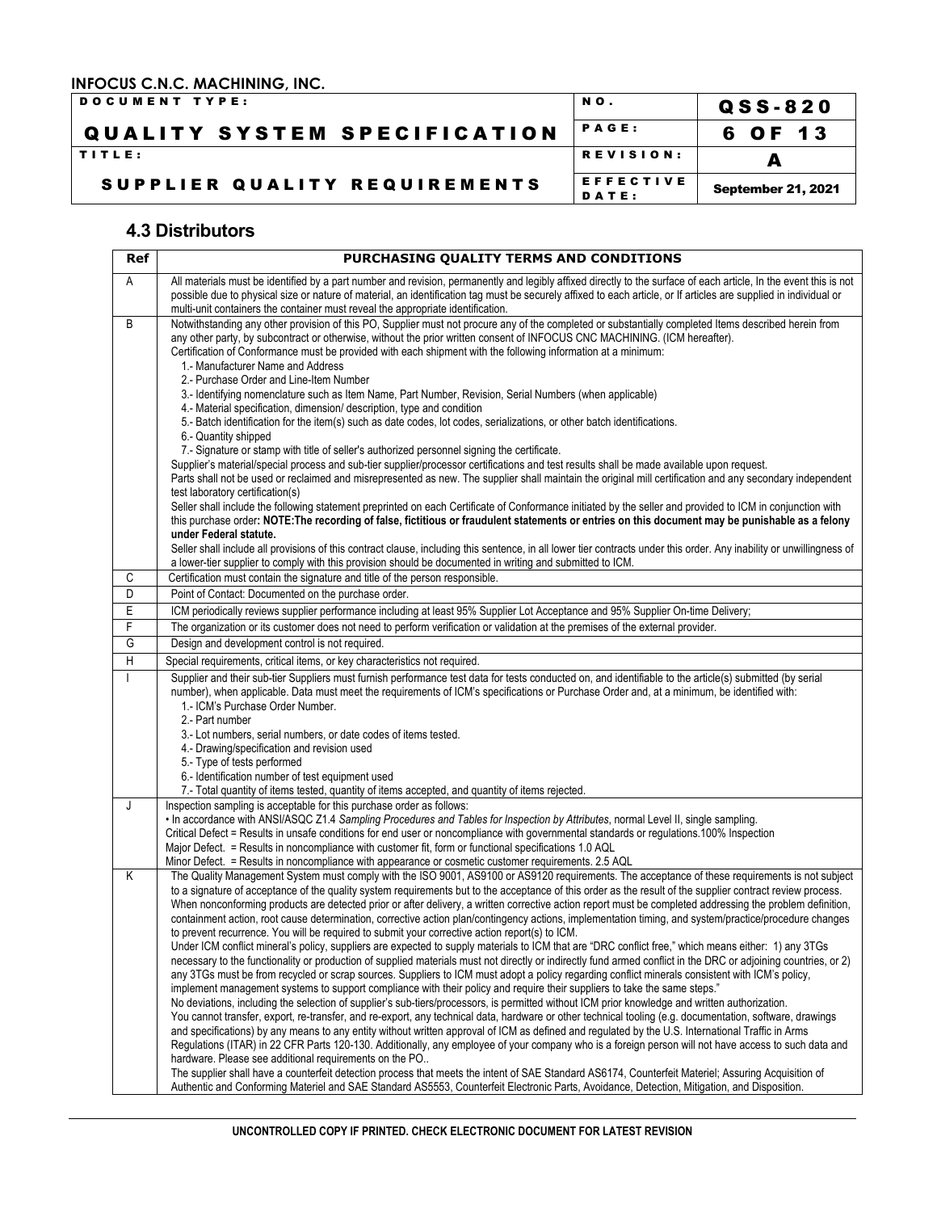## 4.3 Distributors

| Ref | PURCHASING QUALITY TERMS AND CONDITIONS |
|---|---|
| A | All materials must be identified by a part number and revision, permanently and legibly affixed directly to the surface of each article, In the event this is not possible due to physical size or nature of material, an identification tag must be securely affixed to each article, or If articles are supplied in individual or multi-unit containers the container must reveal the appropriate identification. |
| B | Notwithstanding any other provision of this PO, Supplier must not procure any of the completed or substantially completed Items described herein from any other party, by subcontract or otherwise, without the prior written consent of INFOCUS CNC MACHINING. (ICM hereafter).<br>Certification of Conformance must be provided with each shipment with the following information at a minimum:<br>1.- Manufacturer Name and Address<br>2.- Purchase Order and Line-Item Number<br>3.- Identifying nomenclature such as Item Name, Part Number, Revision, Serial Numbers (when applicable)<br>4.- Material specification, dimension/ description, type and condition<br>5.- Batch identification for the item(s) such as date codes, lot codes, serializations, or other batch identifications.<br>6.- Quantity shipped<br>7.- Signature or stamp with title of seller's authorized personnel signing the certificate.<br>Supplier's material/special process and sub-tier supplier/processor certifications and test results shall be made available upon request.<br>Parts shall not be used or reclaimed and misrepresented as new. The supplier shall maintain the original mill certification and any secondary independent test laboratory certification(s)<br>Seller shall include the following statement preprinted on each Certificate of Conformance initiated by the seller and provided to ICM in conjunction with this purchase order**: NOTE:The recording of false, fictitious or fraudulent statements or entries on this document may be punishable as a felony under Federal statute.**<br>Seller shall include all provisions of this contract clause, including this sentence, in all lower tier contracts under this order. Any inability or unwillingness of a lower-tier supplier to comply with this provision should be documented in writing and submitted to ICM. |
| C | Certification must contain the signature and title of the person responsible. |
| D | Point of Contact: Documented on the purchase order. |
| E | ICM periodically reviews supplier performance including at least 95% Supplier Lot Acceptance and 95% Supplier On-time Delivery; |
| F | The organization or its customer does not need to perform verification or validation at the premises of the external provider. |
| G | Design and development control is not required. |
| H | Special requirements, critical items, or key characteristics not required. |
| I | Supplier and their sub-tier Suppliers must furnish performance test data for tests conducted on, and identifiable to the article(s) submitted (by serial number), when applicable. Data must meet the requirements of ICM's specifications or Purchase Order and, at a minimum, be identified with:<br>1.- ICM's Purchase Order Number.<br>2.- Part number<br>3.- Lot numbers, serial numbers, or date codes of items tested.<br>4.- Drawing/specification and revision used<br>5.- Type of tests performed<br>6.- Identification number of test equipment used<br>7.- Total quantity of items tested, quantity of items accepted, and quantity of items rejected. |
| J | Inspection sampling is acceptable for this purchase order as follows:<br>• In accordance with ANSI/ASQC Z1.4 *Sampling Procedures and Tables for Inspection by Attributes*, normal Level II, single sampling.<br>Critical Defect = Results in unsafe conditions for end user or noncompliance with governmental standards or regulations.100% Inspection<br>Major Defect. = Results in noncompliance with customer fit, form or functional specifications 1.0 AQL<br>Minor Defect. = Results in noncompliance with appearance or cosmetic customer requirements. 2.5 AQL |
| K | The Quality Management System must comply with the ISO 9001, AS9100 or AS9120 requirements. The acceptance of these requirements is not subject to a signature of acceptance of the quality system requirements but to the acceptance of this order as the result of the supplier contract review process.<br>When nonconforming products are detected prior or after delivery, a written corrective action report must be completed addressing the problem definition, containment action, root cause determination, corrective action plan/contingency actions, implementation timing, and system/practice/procedure changes to prevent recurrence. You will be required to submit your corrective action report(s) to ICM.<br>Under ICM conflict mineral's policy, suppliers are expected to supply materials to ICM that are "DRC conflict free," which means either: 1) any 3TGs necessary to the functionality or production of supplied materials must not directly or indirectly fund armed conflict in the DRC or adjoining countries, or 2) any 3TGs must be from recycled or scrap sources. Suppliers to ICM must adopt a policy regarding conflict minerals consistent with ICM's policy, implement management systems to support compliance with their policy and require their suppliers to take the same steps."<br>No deviations, including the selection of supplier's sub-tiers/processors, is permitted without ICM prior knowledge and written authorization.<br>You cannot transfer, export, re-transfer, and re-export, any technical data, hardware or other technical tooling (e.g. documentation, software, drawings and specifications) by any means to any entity without written approval of ICM as defined and regulated by the U.S. International Traffic in Arms Regulations (ITAR) in 22 CFR Parts 120-130. Additionally, any employee of your company who is a foreign person will not have access to such data and hardware. Please see additional requirements on the PO..<br>The supplier shall have a counterfeit detection process that meets the intent of SAE Standard AS6174, Counterfeit Materiel; Assuring Acquisition of Authentic and Conforming Materiel and SAE Standard AS5553, Counterfeit Electronic Parts, Avoidance, Detection, Mitigation, and Disposition. |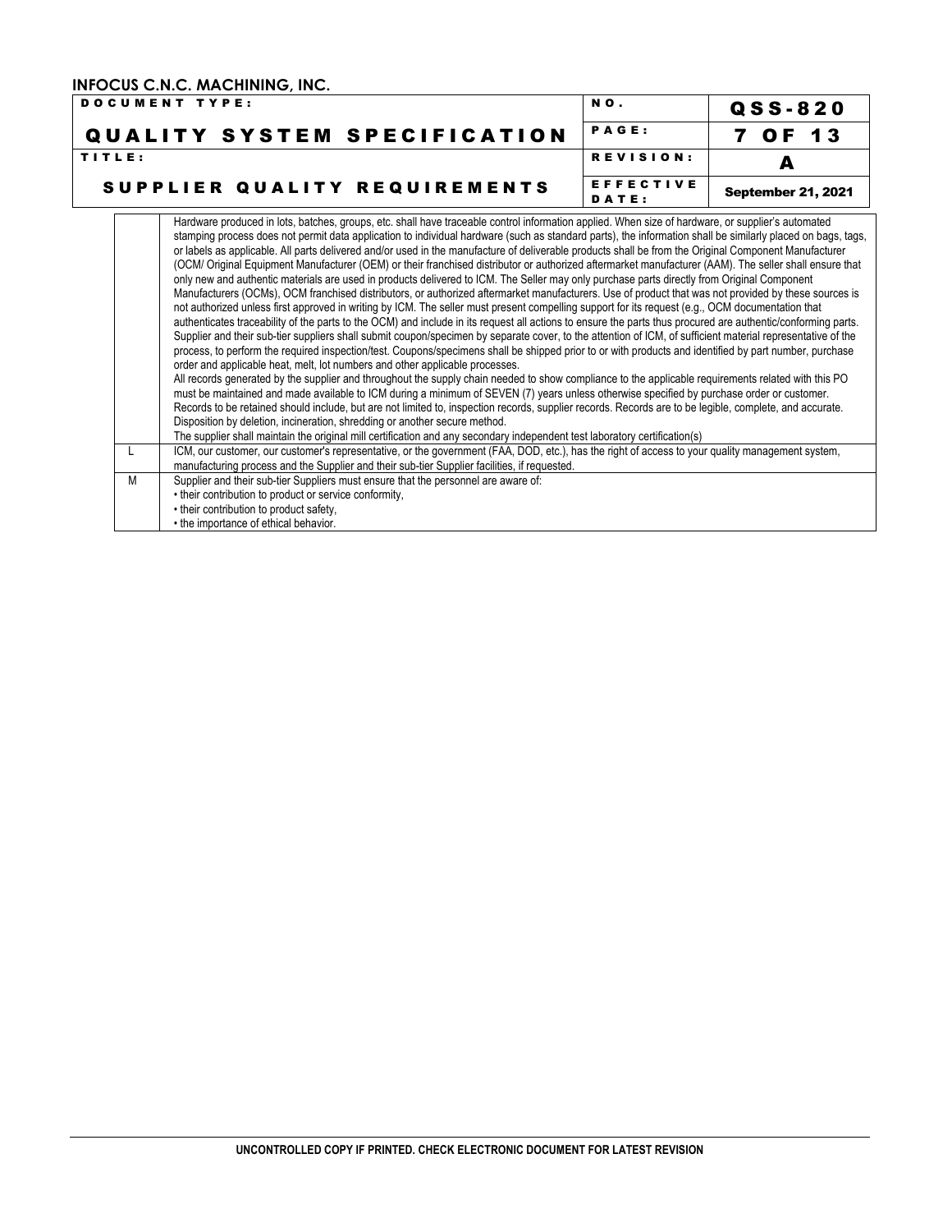| | |
|---|---|
| | Hardware produced in lots, batches, groups, etc. shall have traceable control information applied. When size of hardware, or supplier's automated stamping process does not permit data application to individual hardware (such as standard parts), the information shall be similarly placed on bags, tags, or labels as applicable. All parts delivered and/or used in the manufacture of deliverable products shall be from the Original Component Manufacturer (OCM/ Original Equipment Manufacturer (OEM) or their franchised distributor or authorized aftermarket manufacturer (AAM). The seller shall ensure that only new and authentic materials are used in products delivered to ICM. The Seller may only purchase parts directly from Original Component Manufacturers (OCMs), OCM franchised distributors, or authorized aftermarket manufacturers. Use of product that was not provided by these sources is not authorized unless first approved in writing by ICM. The seller must present compelling support for its request (e.g., OCM documentation that authenticates traceability of the parts to the OCM) and include in its request all actions to ensure the parts thus procured are authentic/conforming parts. Supplier and their sub-tier suppliers shall submit coupon/specimen by separate cover, to the attention of ICM, of sufficient material representative of the process, to perform the required inspection/test. Coupons/specimens shall be shipped prior to or with products and identified by part number, purchase order and applicable heat, melt, lot numbers and other applicable processes.<br>All records generated by the supplier and throughout the supply chain needed to show compliance to the applicable requirements related with this PO must be maintained and made available to ICM during a minimum of SEVEN (7) years unless otherwise specified by purchase order or customer. Records to be retained should include, but are not limited to, inspection records, supplier records. Records are to be legible, complete, and accurate. Disposition by deletion, incineration, shredding or another secure method.<br>The supplier shall maintain the original mill certification and any secondary independent test laboratory certification(s) |
| L | ICM, our customer, our customer's representative, or the government (FAA, DOD, etc.), has the right of access to your quality management system, manufacturing process and the Supplier and their sub-tier Supplier facilities, if requested. |
| M | Supplier and their sub-tier Suppliers must ensure that the personnel are aware of:<br>• their contribution to product or service conformity,<br>• their contribution to product safety,<br>• the importance of ethical behavior. |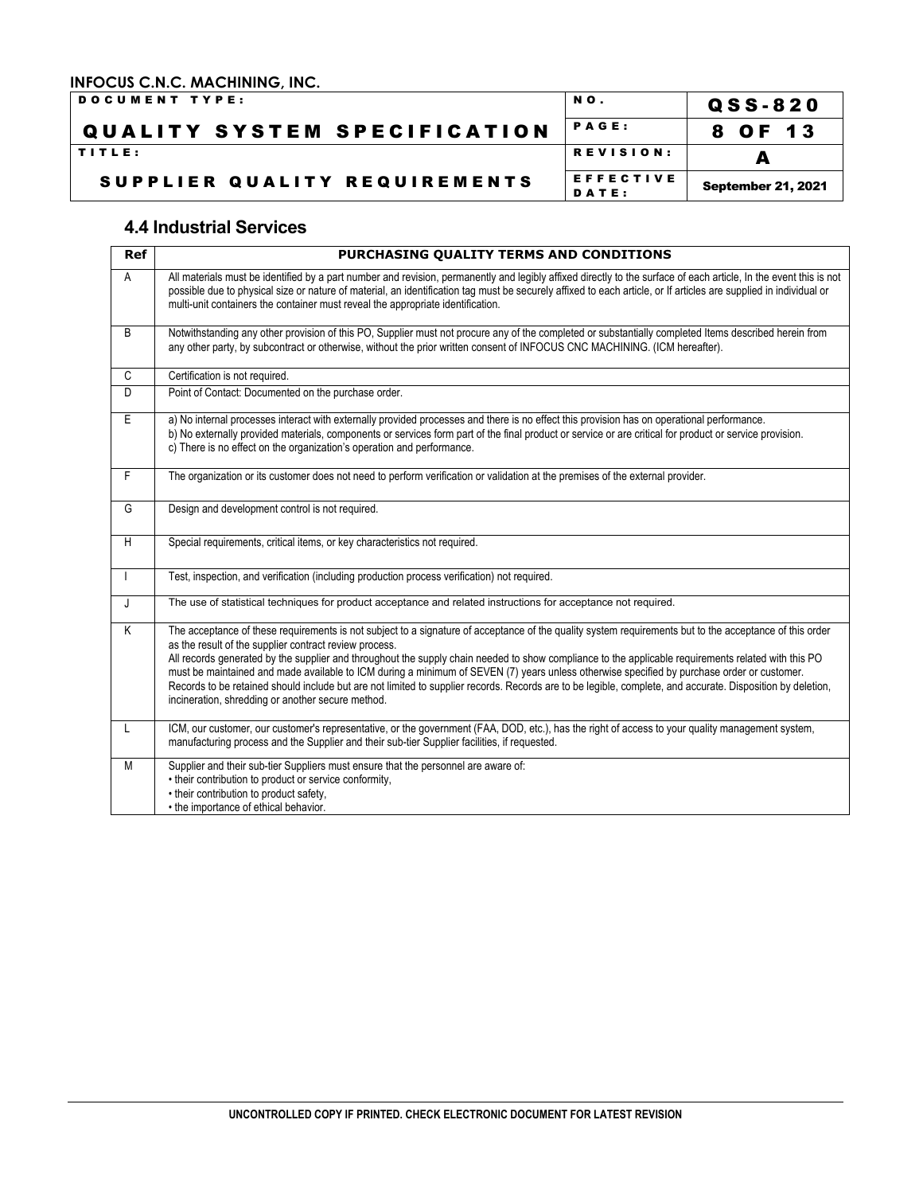## 4.4 Industrial Services

| Ref | PURCHASING QUALITY TERMS AND CONDITIONS |
|---|---|
| A | All materials must be identified by a part number and revision, permanently and legibly affixed directly to the surface of each article, In the event this is not possible due to physical size or nature of material, an identification tag must be securely affixed to each article, or If articles are supplied in individual or multi-unit containers the container must reveal the appropriate identification. |
| B | Notwithstanding any other provision of this PO, Supplier must not procure any of the completed or substantially completed Items described herein from any other party, by subcontract or otherwise, without the prior written consent of INFOCUS CNC MACHINING. (ICM hereafter). |
| C | Certification is not required. |
| D | Point of Contact: Documented on the purchase order. |
| E | a) No internal processes interact with externally provided processes and there is no effect this provision has on operational performance.<br>b) No externally provided materials, components or services form part of the final product or service or are critical for product or service provision.<br>c) There is no effect on the organization's operation and performance. |
| F | The organization or its customer does not need to perform verification or validation at the premises of the external provider. |
| G | Design and development control is not required. |
| H | Special requirements, critical items, or key characteristics not required. |
| I | Test, inspection, and verification (including production process verification) not required. |
| J | The use of statistical techniques for product acceptance and related instructions for acceptance not required. |
| K | The acceptance of these requirements is not subject to a signature of acceptance of the quality system requirements but to the acceptance of this order as the result of the supplier contract review process.<br>All records generated by the supplier and throughout the supply chain needed to show compliance to the applicable requirements related with this PO must be maintained and made available to ICM during a minimum of SEVEN (7) years unless otherwise specified by purchase order or customer. Records to be retained should include but are not limited to supplier records. Records are to be legible, complete, and accurate. Disposition by deletion, incineration, shredding or another secure method. |
| L | ICM, our customer, our customer's representative, or the government (FAA, DOD, etc.), has the right of access to your quality management system, manufacturing process and the Supplier and their sub-tier Supplier facilities, if requested. |
| M | Supplier and their sub-tier Suppliers must ensure that the personnel are aware of:<br>• their contribution to product or service conformity,<br>• their contribution to product safety,<br>• the importance of ethical behavior. |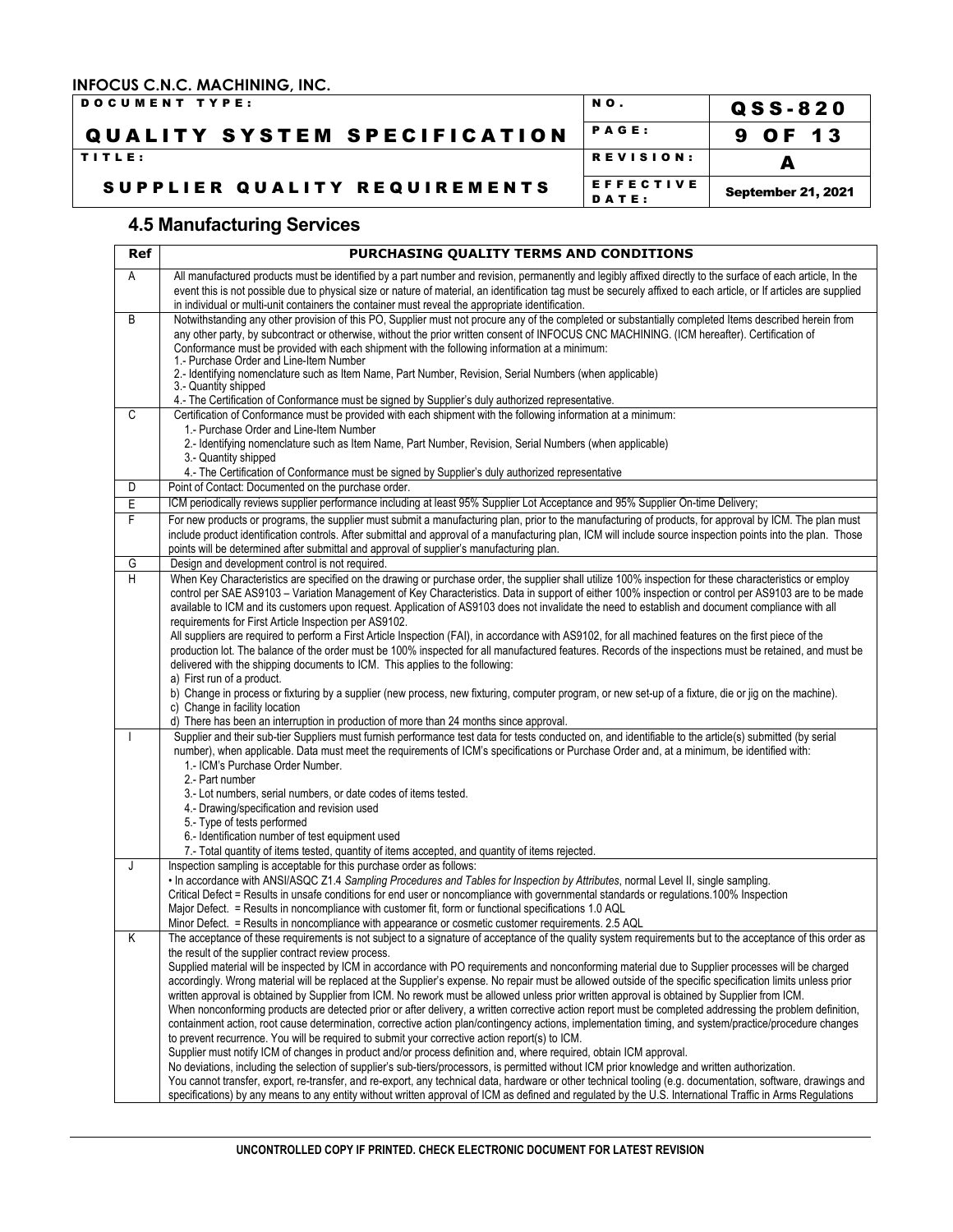## 4.5 Manufacturing Services

| Ref | PURCHASING QUALITY TERMS AND CONDITIONS |
|---|---|
| A | All manufactured products must be identified by a part number and revision, permanently and legibly affixed directly to the surface of each article, In the event this is not possible due to physical size or nature of material, an identification tag must be securely affixed to each article, or If articles are supplied in individual or multi-unit containers the container must reveal the appropriate identification. |
| B | Notwithstanding any other provision of this PO, Supplier must not procure any of the completed or substantially completed Items described herein from any other party, by subcontract or otherwise, without the prior written consent of INFOCUS CNC MACHINING. (ICM hereafter). Certification of Conformance must be provided with each shipment with the following information at a minimum:<br>1.- Purchase Order and Line-Item Number<br>2.- Identifying nomenclature such as Item Name, Part Number, Revision, Serial Numbers (when applicable)<br>3.- Quantity shipped<br>4.- The Certification of Conformance must be signed by Supplier's duly authorized representative. |
| C | Certification of Conformance must be provided with each shipment with the following information at a minimum:<br>1.- Purchase Order and Line-Item Number<br>2.- Identifying nomenclature such as Item Name, Part Number, Revision, Serial Numbers (when applicable)<br>3.- Quantity shipped<br>4.- The Certification of Conformance must be signed by Supplier's duly authorized representative |
| D | Point of Contact: Documented on the purchase order. |
| E | ICM periodically reviews supplier performance including at least 95% Supplier Lot Acceptance and 95% Supplier On-time Delivery; |
| F | For new products or programs, the supplier must submit a manufacturing plan, prior to the manufacturing of products, for approval by ICM. The plan must include product identification controls. After submittal and approval of a manufacturing plan, ICM will include source inspection points into the plan. Those points will be determined after submittal and approval of supplier's manufacturing plan. |
| G | Design and development control is not required. |
| H | When Key Characteristics are specified on the drawing or purchase order, the supplier shall utilize 100% inspection for these characteristics or employ control per SAE AS9103 – Variation Management of Key Characteristics. Data in support of either 100% inspection or control per AS9103 are to be made available to ICM and its customers upon request. Application of AS9103 does not invalidate the need to establish and document compliance with all requirements for First Article Inspection per AS9102.<br>All suppliers are required to perform a First Article Inspection (FAI), in accordance with AS9102, for all machined features on the first piece of the production lot. The balance of the order must be 100% inspected for all manufactured features. Records of the inspections must be retained, and must be delivered with the shipping documents to ICM. This applies to the following:<br>a) First run of a product.<br>b) Change in process or fixturing by a supplier (new process, new fixturing, computer program, or new set-up of a fixture, die or jig on the machine).<br>c) Change in facility location<br>d) There has been an interruption in production of more than 24 months since approval. |
| I | Supplier and their sub-tier Suppliers must furnish performance test data for tests conducted on, and identifiable to the article(s) submitted (by serial number), when applicable. Data must meet the requirements of ICM's specifications or Purchase Order and, at a minimum, be identified with:<br>1.- ICM's Purchase Order Number.<br>2.- Part number<br>3.- Lot numbers, serial numbers, or date codes of items tested.<br>4.- Drawing/specification and revision used<br>5.- Type of tests performed<br>6.- Identification number of test equipment used<br>7.- Total quantity of items tested, quantity of items accepted, and quantity of items rejected. |
| J | Inspection sampling is acceptable for this purchase order as follows:<br>• In accordance with ANSI/ASQC Z1.4 *Sampling Procedures and Tables for Inspection by Attributes*, normal Level II, single sampling.<br>Critical Defect = Results in unsafe conditions for end user or noncompliance with governmental standards or regulations.100% Inspection<br>Major Defect. = Results in noncompliance with customer fit, form or functional specifications 1.0 AQL<br>Minor Defect. = Results in noncompliance with appearance or cosmetic customer requirements. 2.5 AQL |
| K | The acceptance of these requirements is not subject to a signature of acceptance of the quality system requirements but to the acceptance of this order as the result of the supplier contract review process.<br>Supplied material will be inspected by ICM in accordance with PO requirements and nonconforming material due to Supplier processes will be charged accordingly. Wrong material will be replaced at the Supplier's expense. No repair must be allowed outside of the specific specification limits unless prior written approval is obtained by Supplier from ICM. No rework must be allowed unless prior written approval is obtained by Supplier from ICM.<br>When nonconforming products are detected prior or after delivery, a written corrective action report must be completed addressing the problem definition, containment action, root cause determination, corrective action plan/contingency actions, implementation timing, and system/practice/procedure changes to prevent recurrence. You will be required to submit your corrective action report(s) to ICM.<br>Supplier must notify ICM of changes in product and/or process definition and, where required, obtain ICM approval.<br>No deviations, including the selection of supplier's sub-tiers/processors, is permitted without ICM prior knowledge and written authorization.<br>You cannot transfer, export, re-transfer, and re-export, any technical data, hardware or other technical tooling (e.g. documentation, software, drawings and specifications) by any means to any entity without written approval of ICM as defined and regulated by the U.S. International Traffic in Arms Regulations |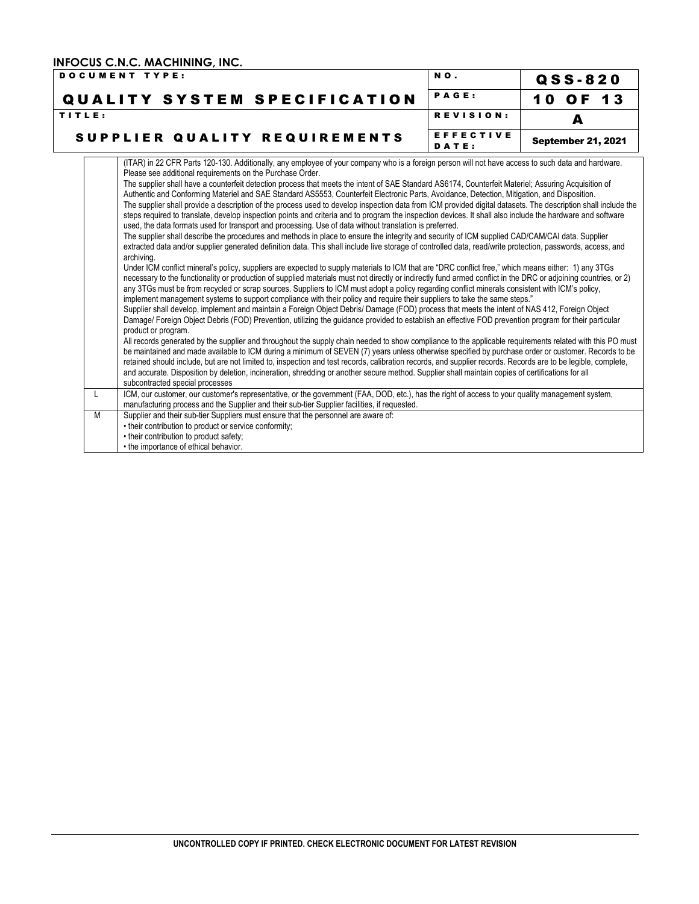| | |
|---|---|
| | (ITAR) in 22 CFR Parts 120-130. Additionally, any employee of your company who is a foreign person will not have access to such data and hardware. Please see additional requirements on the Purchase Order.<br>The supplier shall have a counterfeit detection process that meets the intent of SAE Standard AS6174, Counterfeit Materiel; Assuring Acquisition of Authentic and Conforming Materiel and SAE Standard AS5553, Counterfeit Electronic Parts, Avoidance, Detection, Mitigation, and Disposition.<br>The supplier shall provide a description of the process used to develop inspection data from ICM provided digital datasets. The description shall include the steps required to translate, develop inspection points and criteria and to program the inspection devices. It shall also include the hardware and software used, the data formats used for transport and processing. Use of data without translation is preferred.<br>The supplier shall describe the procedures and methods in place to ensure the integrity and security of ICM supplied CAD/CAM/CAI data. Supplier extracted data and/or supplier generated definition data. This shall include live storage of controlled data, read/write protection, passwords, access, and archiving.<br>Under ICM conflict mineral's policy, suppliers are expected to supply materials to ICM that are "DRC conflict free," which means either: 1) any 3TGs necessary to the functionality or production of supplied materials must not directly or indirectly fund armed conflict in the DRC or adjoining countries, or 2) any 3TGs must be from recycled or scrap sources. Suppliers to ICM must adopt a policy regarding conflict minerals consistent with ICM's policy, implement management systems to support compliance with their policy and require their suppliers to take the same steps."<br>Supplier shall develop, implement and maintain a Foreign Object Debris/ Damage (FOD) process that meets the intent of NAS 412, Foreign Object Damage/ Foreign Object Debris (FOD) Prevention, utilizing the guidance provided to establish an effective FOD prevention program for their particular product or program.<br>All records generated by the supplier and throughout the supply chain needed to show compliance to the applicable requirements related with this PO must be maintained and made available to ICM during a minimum of SEVEN (7) years unless otherwise specified by purchase order or customer. Records to be retained should include, but are not limited to, inspection and test records, calibration records, and supplier records. Records are to be legible, complete, and accurate. Disposition by deletion, incineration, shredding or another secure method. Supplier shall maintain copies of certifications for all subcontracted special processes |
| L | ICM, our customer, our customer's representative, or the government (FAA, DOD, etc.), has the right of access to your quality management system, manufacturing process and the Supplier and their sub-tier Supplier facilities, if requested. |
| M | Supplier and their sub-tier Suppliers must ensure that the personnel are aware of:<br>• their contribution to product or service conformity;<br>• their contribution to product safety;<br>• the importance of ethical behavior. |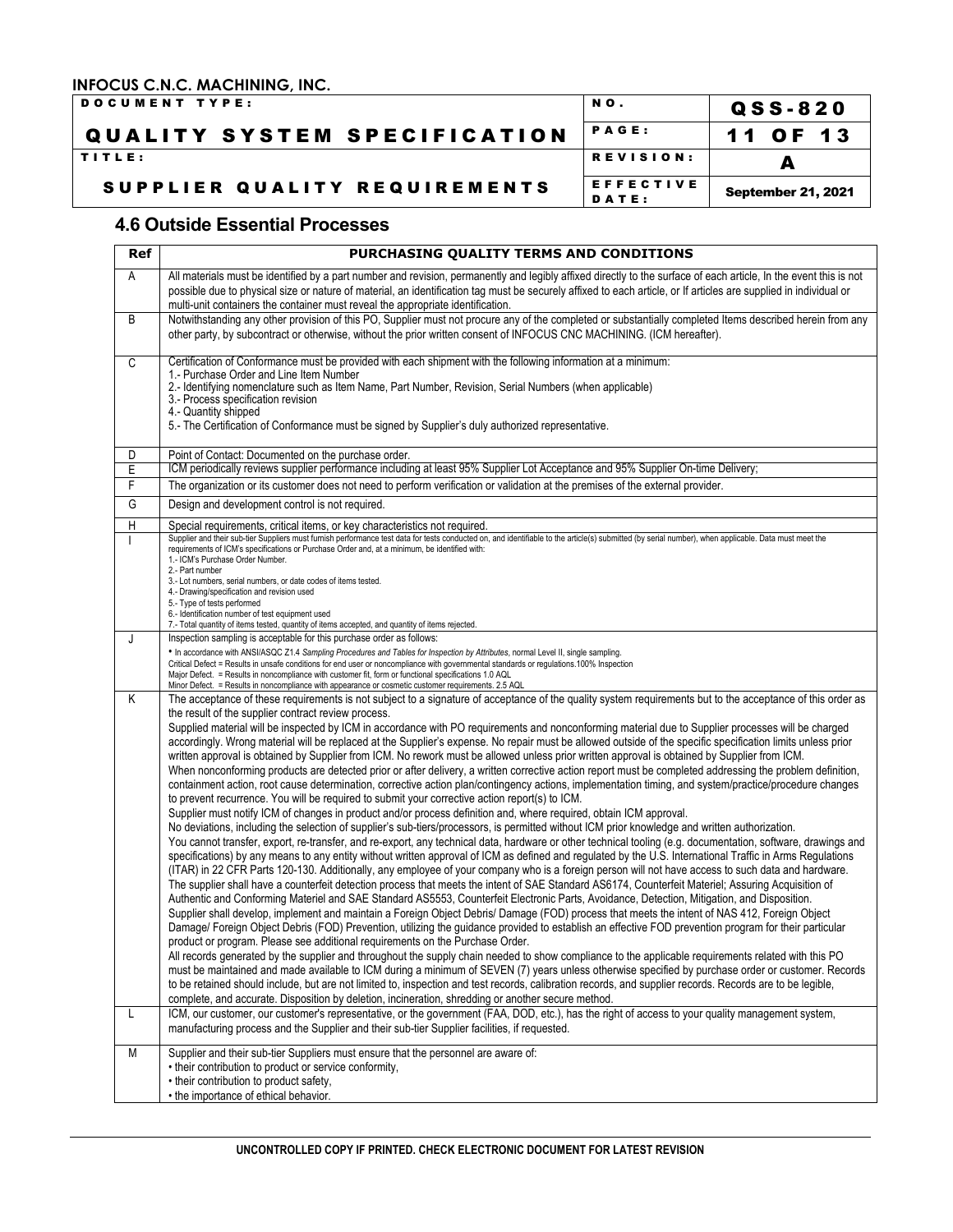## 4.6 Outside Essential Processes

| Ref | PURCHASING QUALITY TERMS AND CONDITIONS |
|---|---|
| A | All materials must be identified by a part number and revision, permanently and legibly affixed directly to the surface of each article, In the event this is not possible due to physical size or nature of material, an identification tag must be securely affixed to each article, or If articles are supplied in individual or multi-unit containers the container must reveal the appropriate identification. |
| B | Notwithstanding any other provision of this PO, Supplier must not procure any of the completed or substantially completed Items described herein from any other party, by subcontract or otherwise, without the prior written consent of INFOCUS CNC MACHINING. (ICM hereafter). |
| C | Certification of Conformance must be provided with each shipment with the following information at a minimum:<br>1.- Purchase Order and Line Item Number<br>2.- Identifying nomenclature such as Item Name, Part Number, Revision, Serial Numbers (when applicable)<br>3.- Process specification revision<br>4.- Quantity shipped<br>5.- The Certification of Conformance must be signed by Supplier's duly authorized representative. |
| D | Point of Contact: Documented on the purchase order. |
| E | ICM periodically reviews supplier performance including at least 95% Supplier Lot Acceptance and 95% Supplier On-time Delivery; |
| F | The organization or its customer does not need to perform verification or validation at the premises of the external provider. |
| G | Design and development control is not required. |
| H | Special requirements, critical items, or key characteristics not required. |
| I | Supplier and their sub-tier Suppliers must furnish performance test data for tests conducted on, and identifiable to the article(s) submitted (by serial number), when applicable. Data must meet the requirements of ICM's specifications or Purchase Order and, at a minimum, be identified with:<br>1.- ICM's Purchase Order Number.<br>2.- Part number<br>3.- Lot numbers, serial numbers, or date codes of items tested.<br>4.- Drawing/specification and revision used<br>5.- Type of tests performed<br>6.- Identification number of test equipment used<br>7.- Total quantity of items tested, quantity of items accepted, and quantity of items rejected. |
| J | Inspection sampling is acceptable for this purchase order as follows:<br>• In accordance with ANSI/ASQC Z1.4 *Sampling Procedures and Tables for Inspection by Attributes*, normal Level II, single sampling.<br>Critical Defect = Results in unsafe conditions for end user or noncompliance with governmental standards or regulations.100% Inspection<br>Major Defect. = Results in noncompliance with customer fit, form or functional specifications 1.0 AQL<br>Minor Defect. = Results in noncompliance with appearance or cosmetic customer requirements. 2.5 AQL |
| K | The acceptance of these requirements is not subject to a signature of acceptance of the quality system requirements but to the acceptance of this order as the result of the supplier contract review process.<br>Supplied material will be inspected by ICM in accordance with PO requirements and nonconforming material due to Supplier processes will be charged accordingly. Wrong material will be replaced at the Supplier's expense. No repair must be allowed outside of the specific specification limits unless prior written approval is obtained by Supplier from ICM. No rework must be allowed unless prior written approval is obtained by Supplier from ICM.<br>When nonconforming products are detected prior or after delivery, a written corrective action report must be completed addressing the problem definition, containment action, root cause determination, corrective action plan/contingency actions, implementation timing, and system/practice/procedure changes to prevent recurrence. You will be required to submit your corrective action report(s) to ICM.<br>Supplier must notify ICM of changes in product and/or process definition and, where required, obtain ICM approval.<br>No deviations, including the selection of supplier's sub-tiers/processors, is permitted without ICM prior knowledge and written authorization.<br>You cannot transfer, export, re-transfer, and re-export, any technical data, hardware or other technical tooling (e.g. documentation, software, drawings and specifications) by any means to any entity without written approval of ICM as defined and regulated by the U.S. International Traffic in Arms Regulations (ITAR) in 22 CFR Parts 120-130. Additionally, any employee of your company who is a foreign person will not have access to such data and hardware.<br>The supplier shall have a counterfeit detection process that meets the intent of SAE Standard AS6174, Counterfeit Materiel; Assuring Acquisition of Authentic and Conforming Materiel and SAE Standard AS5553, Counterfeit Electronic Parts, Avoidance, Detection, Mitigation, and Disposition.<br>Supplier shall develop, implement and maintain a Foreign Object Debris/ Damage (FOD) process that meets the intent of NAS 412, Foreign Object Damage/ Foreign Object Debris (FOD) Prevention, utilizing the guidance provided to establish an effective FOD prevention program for their particular product or program. Please see additional requirements on the Purchase Order.<br>All records generated by the supplier and throughout the supply chain needed to show compliance to the applicable requirements related with this PO must be maintained and made available to ICM during a minimum of SEVEN (7) years unless otherwise specified by purchase order or customer. Records to be retained should include, but are not limited to, inspection and test records, calibration records, and supplier records. Records are to be legible, complete, and accurate. Disposition by deletion, incineration, shredding or another secure method. |
| L | ICM, our customer, our customer's representative, or the government (FAA, DOD, etc.), has the right of access to your quality management system, manufacturing process and the Supplier and their sub-tier Supplier facilities, if requested. |
| M | Supplier and their sub-tier Suppliers must ensure that the personnel are aware of:<br>• their contribution to product or service conformity,<br>• their contribution to product safety,<br>• the importance of ethical behavior. |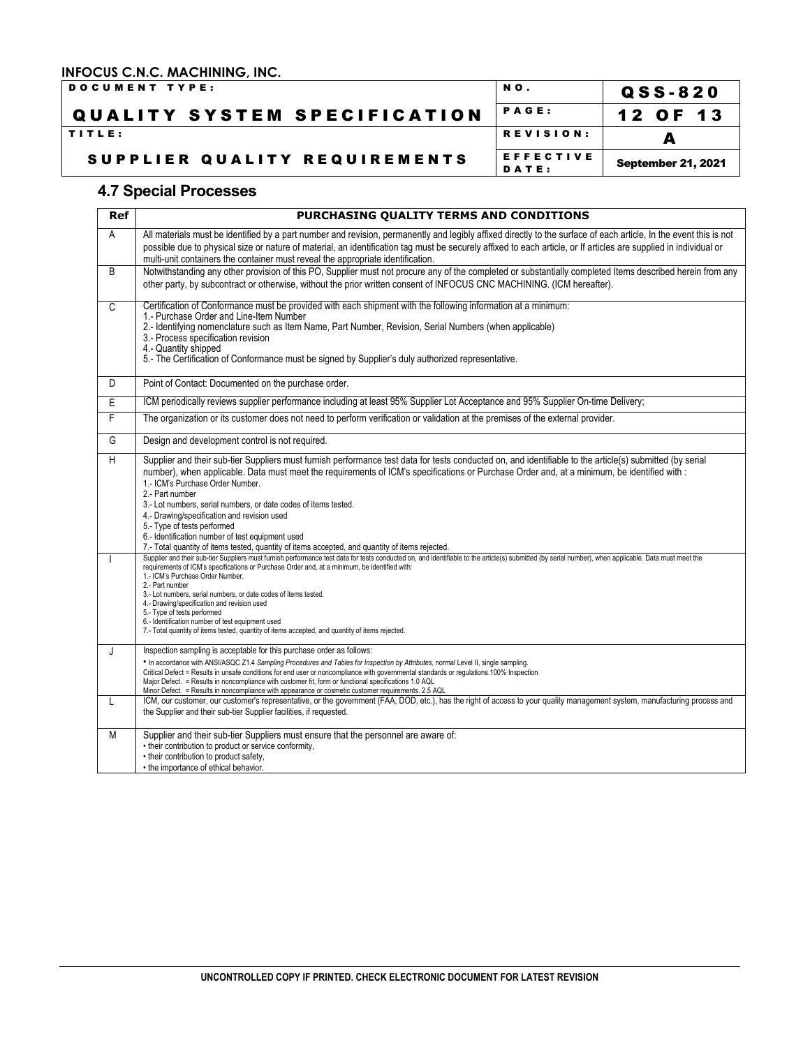## 4.7 Special Processes

| Ref | PURCHASING QUALITY TERMS AND CONDITIONS |
|---|---|
| A | All materials must be identified by a part number and revision, permanently and legibly affixed directly to the surface of each article, In the event this is not possible due to physical size or nature of material, an identification tag must be securely affixed to each article, or If articles are supplied in individual or multi-unit containers the container must reveal the appropriate identification. |
| B | Notwithstanding any other provision of this PO, Supplier must not procure any of the completed or substantially completed Items described herein from any other party, by subcontract or otherwise, without the prior written consent of INFOCUS CNC MACHINING. (ICM hereafter). |
| C | Certification of Conformance must be provided with each shipment with the following information at a minimum:<br>1.- Purchase Order and Line-Item Number<br>2.- Identifying nomenclature such as Item Name, Part Number, Revision, Serial Numbers (when applicable)<br>3.- Process specification revision<br>4.- Quantity shipped<br>5.- The Certification of Conformance must be signed by Supplier's duly authorized representative. |
| D | Point of Contact: Documented on the purchase order. |
| E | ICM periodically reviews supplier performance including at least 95% Supplier Lot Acceptance and 95% Supplier On-time Delivery; |
| F | The organization or its customer does not need to perform verification or validation at the premises of the external provider. |
| G | Design and development control is not required. |
| H | Supplier and their sub-tier Suppliers must furnish performance test data for tests conducted on, and identifiable to the article(s) submitted (by serial number), when applicable. Data must meet the requirements of ICM's specifications or Purchase Order and, at a minimum, be identified with :<br>1.- ICM's Purchase Order Number.<br>2.- Part number<br>3.- Lot numbers, serial numbers, or date codes of items tested.<br>4.- Drawing/specification and revision used<br>5.- Type of tests performed<br>6.- Identification number of test equipment used<br>7.- Total quantity of items tested, quantity of items accepted, and quantity of items rejected. |
| I | Supplier and their sub-tier Suppliers must furnish performance test data for tests conducted on, and identifiable to the article(s) submitted (by serial number), when applicable. Data must meet the requirements of ICM's specifications or Purchase Order and, at a minimum, be identified with:<br>1.- ICM's Purchase Order Number.<br>2.- Part number<br>3.- Lot numbers, serial numbers, or date codes of items tested.<br>4.- Drawing/specification and revision used<br>5.- Type of tests performed<br>6.- Identification number of test equipment used<br>7.- Total quantity of items tested, quantity of items accepted, and quantity of items rejected. |
| J | Inspection sampling is acceptable for this purchase order as follows:<br>• In accordance with ANSI/ASQC Z1.4 *Sampling Procedures and Tables for Inspection by Attributes*, normal Level II, single sampling.<br>Critical Defect = Results in unsafe conditions for end user or noncompliance with governmental standards or regulations.100% Inspection<br>Major Defect. = Results in noncompliance with customer fit, form or functional specifications 1.0 AQL<br>Minor Defect. = Results in noncompliance with appearance or cosmetic customer requirements. 2.5 AQL |
| L | ICM, our customer, our customer's representative, or the government (FAA, DOD, etc.), has the right of access to your quality management system, manufacturing process and the Supplier and their sub-tier Supplier facilities, if requested. |
| M | Supplier and their sub-tier Suppliers must ensure that the personnel are aware of:<br>• their contribution to product or service conformity,<br>• their contribution to product safety,<br>• the importance of ethical behavior. |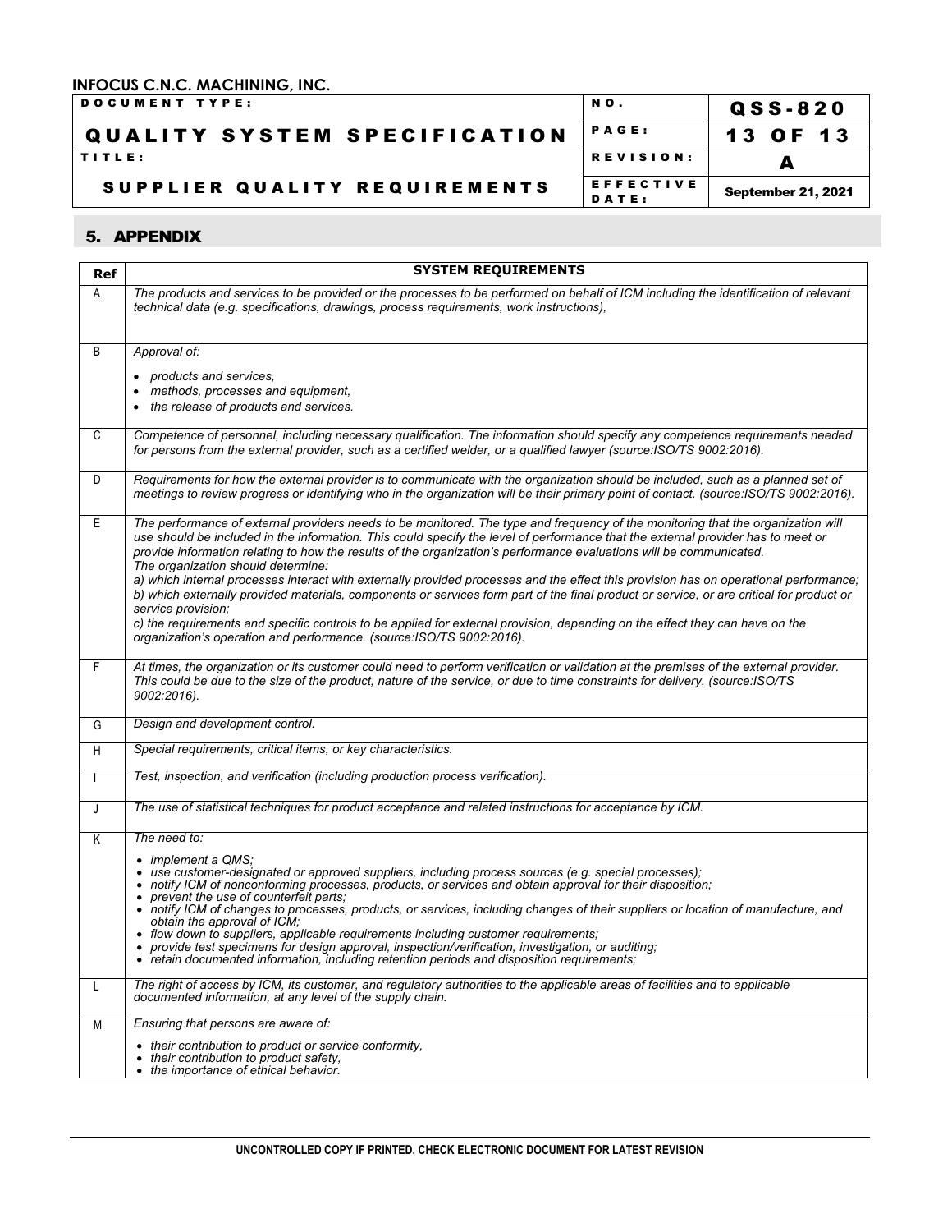## 5. APPENDIX

| Ref | SYSTEM REQUIREMENTS |
|---|---|
| A | *The products and services to be provided or the processes to be performed on behalf of ICM including the identification of relevant technical data (e.g. specifications, drawings, process requirements, work instructions),* |
| B | *Approval of:*<br>• *products and services,*<br>• *methods, processes and equipment,*<br>• *the release of products and services.* |
| C | *Competence of personnel, including necessary qualification. The information should specify any competence requirements needed for persons from the external provider, such as a certified welder, or a qualified lawyer (source:ISO/TS 9002:2016).* |
| D | *Requirements for how the external provider is to communicate with the organization should be included, such as a planned set of meetings to review progress or identifying who in the organization will be their primary point of contact. (source:ISO/TS 9002:2016).* |
| E | *The performance of external providers needs to be monitored. The type and frequency of the monitoring that the organization will use should be included in the information. This could specify the level of performance that the external provider has to meet or provide information relating to how the results of the organization's performance evaluations will be communicated.*<br>*The organization should determine:*<br>*a) which internal processes interact with externally provided processes and the effect this provision has on operational performance;*<br>*b) which externally provided materials, components or services form part of the final product or service, or are critical for product or service provision;*<br>*c) the requirements and specific controls to be applied for external provision, depending on the effect they can have on the organization's operation and performance. (source:ISO/TS 9002:2016).* |
| F | *At times, the organization or its customer could need to perform verification or validation at the premises of the external provider. This could be due to the size of the product, nature of the service, or due to time constraints for delivery. (source:ISO/TS 9002:2016).* |
| G | *Design and development control.* |
| H | *Special requirements, critical items, or key characteristics.* |
| I | *Test, inspection, and verification (including production process verification).* |
| J | *The use of statistical techniques for product acceptance and related instructions for acceptance by ICM.* |
| K | *The need to:*<br>• *implement a QMS;*<br>• *use customer-designated or approved suppliers, including process sources (e.g. special processes);*<br>• *notify ICM of nonconforming processes, products, or services and obtain approval for their disposition;*<br>• *prevent the use of counterfeit parts;*<br>• *notify ICM of changes to processes, products, or services, including changes of their suppliers or location of manufacture, and obtain the approval of ICM;*<br>• *flow down to suppliers, applicable requirements including customer requirements;*<br>• *provide test specimens for design approval, inspection/verification, investigation, or auditing;*<br>• *retain documented information, including retention periods and disposition requirements;* |
| L | *The right of access by ICM, its customer, and regulatory authorities to the applicable areas of facilities and to applicable documented information, at any level of the supply chain.* |
| M | *Ensuring that persons are aware of:*<br>• *their contribution to product or service conformity,*<br>• *their contribution to product safety,*<br>• *the importance of ethical behavior.* |